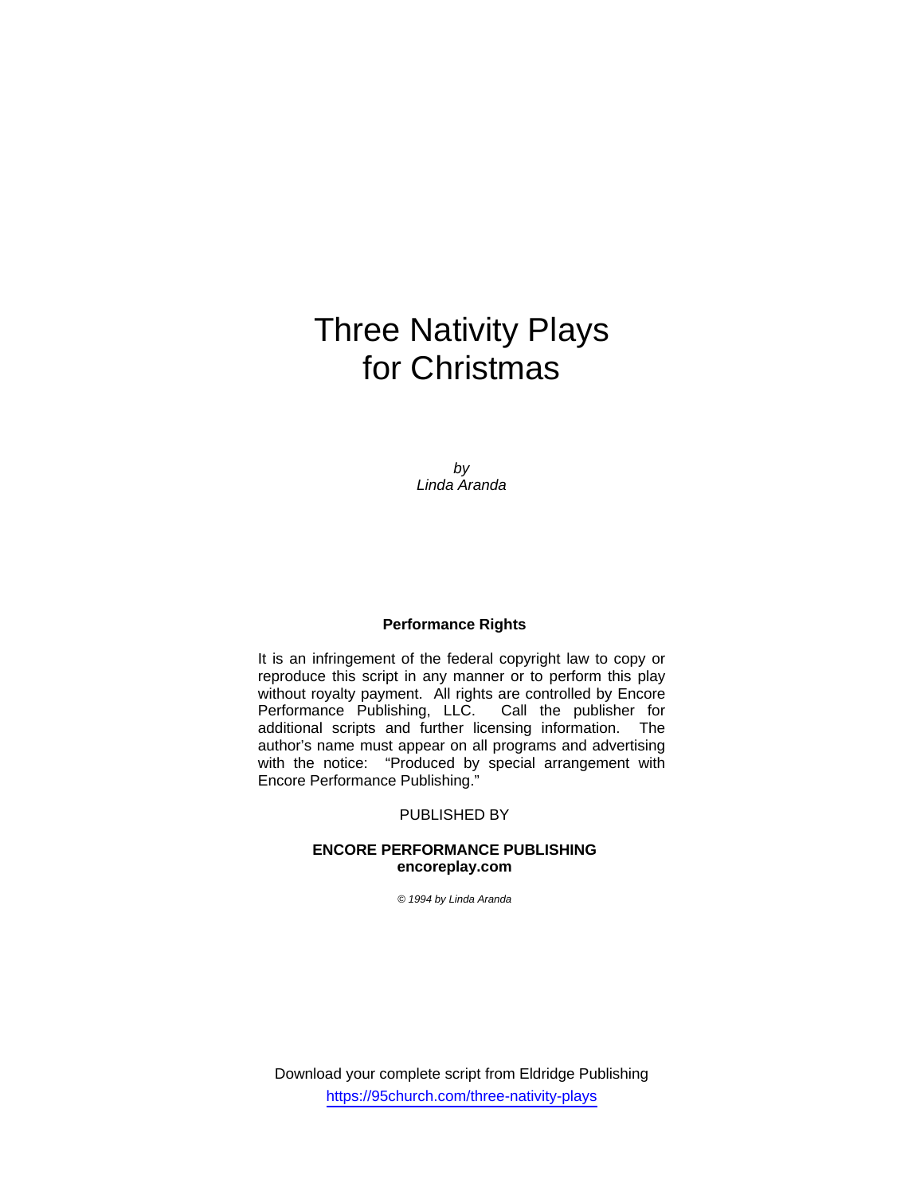# Three Nativity Plays for Christmas

*by*
*Linda Aranda*

**Performance Rights**

It is an infringement of the federal copyright law to copy or reproduce this script in any manner or to perform this play without royalty payment. All rights are controlled by Encore Performance Publishing, LLC. Call the publisher for additional scripts and further licensing information. The author's name must appear on all programs and advertising with the notice: "Produced by special arrangement with Encore Performance Publishing."

PUBLISHED BY

**ENCORE PERFORMANCE PUBLISHING**
**encoreplay.com**

*© 1994 by Linda Aranda*

Download your complete script from Eldridge Publishing
https://95church.com/three-nativity-plays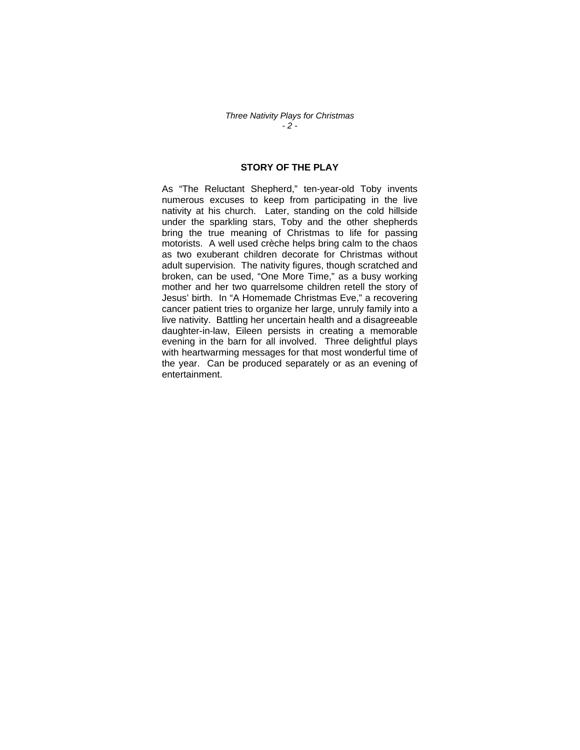## STORY OF THE PLAY

As "The Reluctant Shepherd," ten-year-old Toby invents numerous excuses to keep from participating in the live nativity at his church. Later, standing on the cold hillside under the sparkling stars, Toby and the other shepherds bring the true meaning of Christmas to life for passing motorists. A well used crèche helps bring calm to the chaos as two exuberant children decorate for Christmas without adult supervision. The nativity figures, though scratched and broken, can be used, "One More Time," as a busy working mother and her two quarrelsome children retell the story of Jesus' birth. In "A Homemade Christmas Eve," a recovering cancer patient tries to organize her large, unruly family into a live nativity. Battling her uncertain health and a disagreeable daughter-in-law, Eileen persists in creating a memorable evening in the barn for all involved. Three delightful plays with heartwarming messages for that most wonderful time of the year. Can be produced separately or as an evening of entertainment.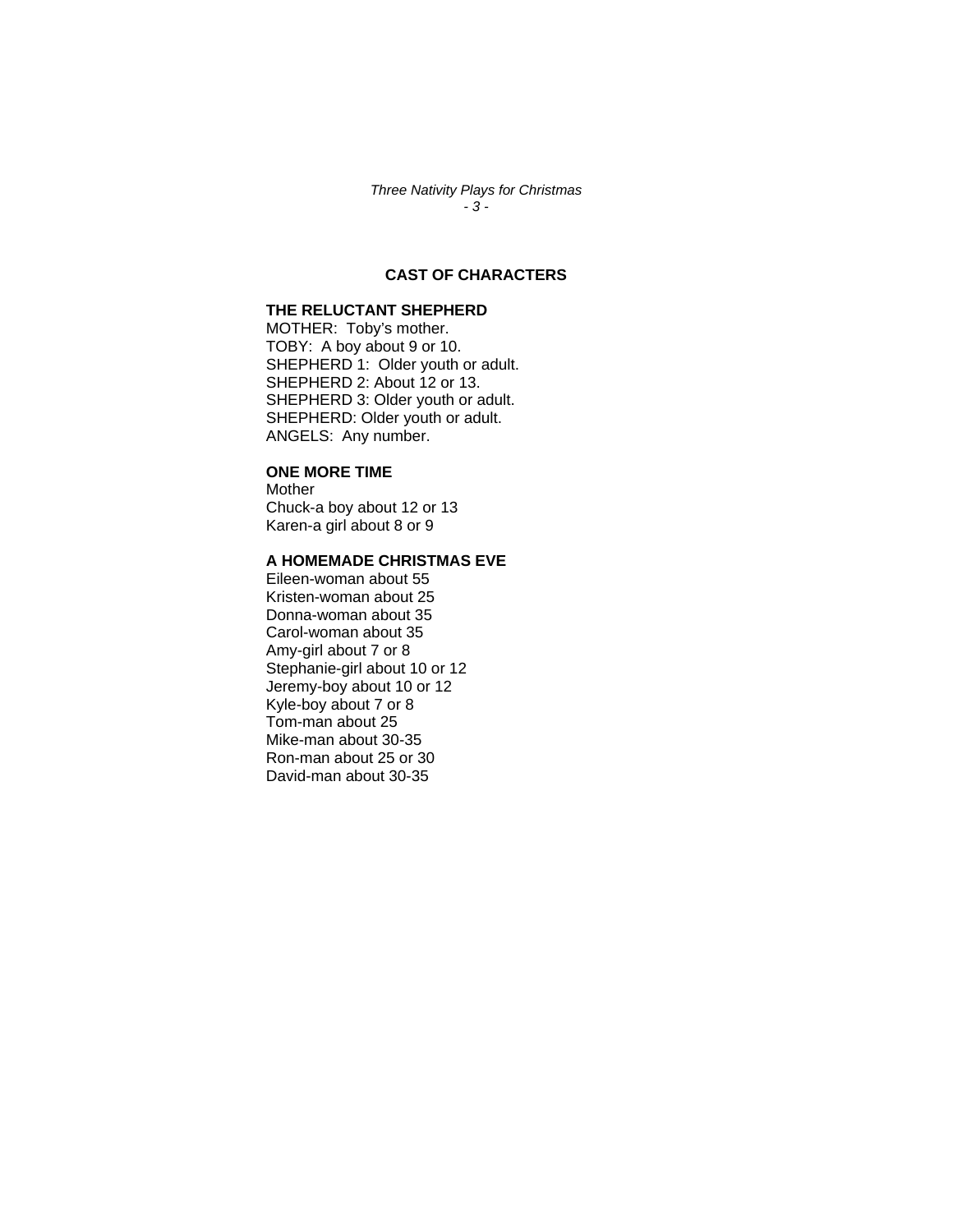## CAST OF CHARACTERS

### THE RELUCTANT SHEPHERD

MOTHER: Toby's mother.
TOBY: A boy about 9 or 10.
SHEPHERD 1: Older youth or adult.
SHEPHERD 2: About 12 or 13.
SHEPHERD 3: Older youth or adult.
SHEPHERD: Older youth or adult.
ANGELS: Any number.

### ONE MORE TIME

Mother
Chuck-a boy about 12 or 13
Karen-a girl about 8 or 9

### A HOMEMADE CHRISTMAS EVE

Eileen-woman about 55
Kristen-woman about 25
Donna-woman about 35
Carol-woman about 35
Amy-girl about 7 or 8
Stephanie-girl about 10 or 12
Jeremy-boy about 10 or 12
Kyle-boy about 7 or 8
Tom-man about 25
Mike-man about 30-35
Ron-man about 25 or 30
David-man about 30-35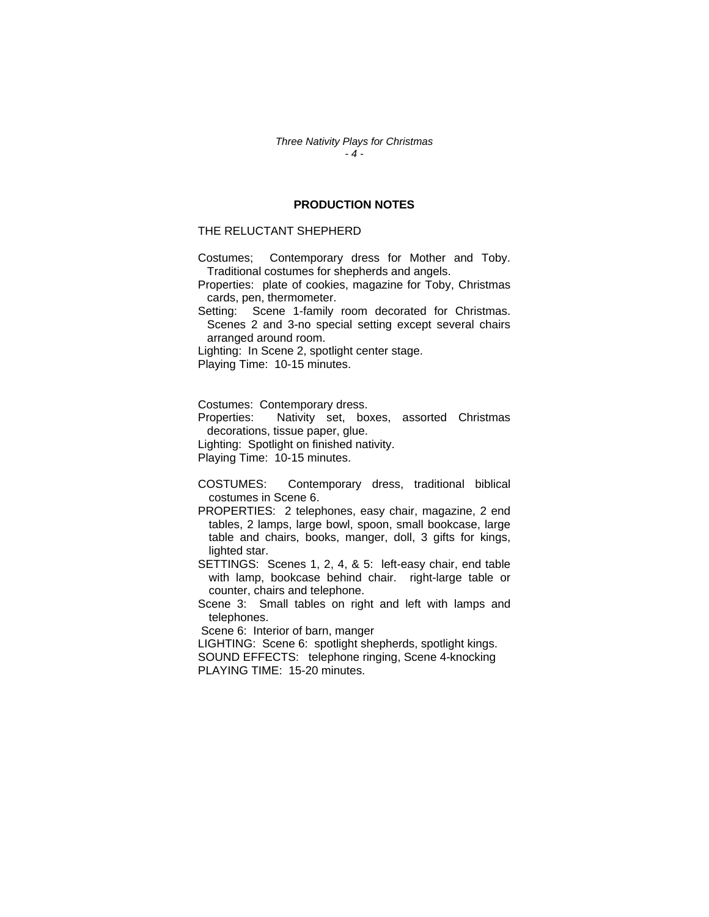## PRODUCTION NOTES

THE RELUCTANT SHEPHERD

Costumes; Contemporary dress for Mother and Toby. Traditional costumes for shepherds and angels.
Properties: plate of cookies, magazine for Toby, Christmas cards, pen, thermometer.
Setting: Scene 1-family room decorated for Christmas. Scenes 2 and 3-no special setting except several chairs arranged around room.
Lighting: In Scene 2, spotlight center stage.
Playing Time: 10-15 minutes.

Costumes: Contemporary dress.
Properties: Nativity set, boxes, assorted Christmas decorations, tissue paper, glue.
Lighting: Spotlight on finished nativity.
Playing Time: 10-15 minutes.

COSTUMES: Contemporary dress, traditional biblical costumes in Scene 6.
PROPERTIES: 2 telephones, easy chair, magazine, 2 end tables, 2 lamps, large bowl, spoon, small bookcase, large table and chairs, books, manger, doll, 3 gifts for kings, lighted star.
SETTINGS: Scenes 1, 2, 4, & 5: left-easy chair, end table with lamp, bookcase behind chair. right-large table or counter, chairs and telephone.
Scene 3: Small tables on right and left with lamps and telephones.
Scene 6: Interior of barn, manger
LIGHTING: Scene 6: spotlight shepherds, spotlight kings.
SOUND EFFECTS: telephone ringing, Scene 4-knocking
PLAYING TIME: 15-20 minutes.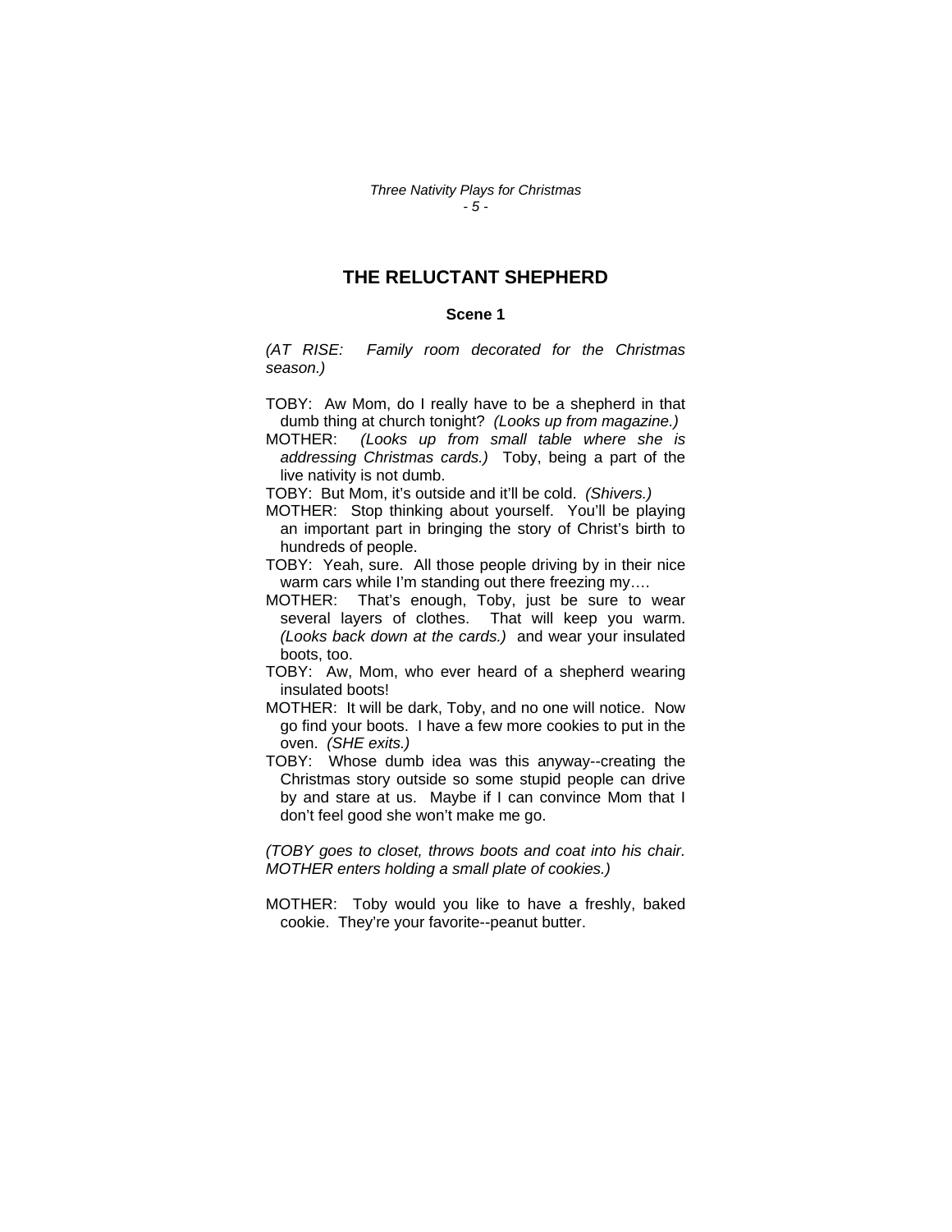# THE RELUCTANT SHEPHERD

## Scene 1

*(AT RISE: Family room decorated for the Christmas season.)*

TOBY: Aw Mom, do I really have to be a shepherd in that dumb thing at church tonight? *(Looks up from magazine.)*

MOTHER: *(Looks up from small table where she is addressing Christmas cards.)* Toby, being a part of the live nativity is not dumb.

TOBY: But Mom, it's outside and it'll be cold. *(Shivers.)*

MOTHER: Stop thinking about yourself. You'll be playing an important part in bringing the story of Christ's birth to hundreds of people.

TOBY: Yeah, sure. All those people driving by in their nice warm cars while I'm standing out there freezing my….

MOTHER: That's enough, Toby, just be sure to wear several layers of clothes. That will keep you warm. *(Looks back down at the cards.)* and wear your insulated boots, too.

TOBY: Aw, Mom, who ever heard of a shepherd wearing insulated boots!

MOTHER: It will be dark, Toby, and no one will notice. Now go find your boots. I have a few more cookies to put in the oven. *(SHE exits.)*

TOBY: Whose dumb idea was this anyway--creating the Christmas story outside so some stupid people can drive by and stare at us. Maybe if I can convince Mom that I don't feel good she won't make me go.

*(TOBY goes to closet, throws boots and coat into his chair. MOTHER enters holding a small plate of cookies.)*

MOTHER: Toby would you like to have a freshly, baked cookie. They're your favorite--peanut butter.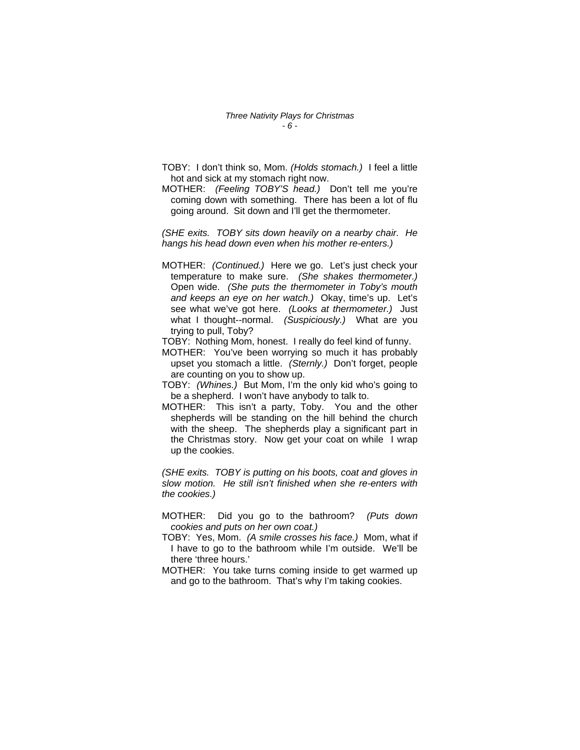TOBY: I don't think so, Mom. *(Holds stomach.)* I feel a little hot and sick at my stomach right now.

MOTHER: *(Feeling TOBY'S head.)* Don't tell me you're coming down with something. There has been a lot of flu going around. Sit down and I'll get the thermometer.

*(SHE exits. TOBY sits down heavily on a nearby chair. He hangs his head down even when his mother re-enters.)*

MOTHER: *(Continued.)* Here we go. Let's just check your temperature to make sure. *(She shakes thermometer.)* Open wide. *(She puts the thermometer in Toby's mouth and keeps an eye on her watch.)* Okay, time's up. Let's see what we've got here. *(Looks at thermometer.)* Just what I thought--normal. *(Suspiciously.)* What are you trying to pull, Toby?

TOBY: Nothing Mom, honest. I really do feel kind of funny.

MOTHER: You've been worrying so much it has probably upset you stomach a little. *(Sternly.)* Don't forget, people are counting on you to show up.

TOBY: *(Whines.)* But Mom, I'm the only kid who's going to be a shepherd. I won't have anybody to talk to.

MOTHER: This isn't a party, Toby. You and the other shepherds will be standing on the hill behind the church with the sheep. The shepherds play a significant part in the Christmas story. Now get your coat on while I wrap up the cookies.

*(SHE exits. TOBY is putting on his boots, coat and gloves in slow motion. He still isn't finished when she re-enters with the cookies.)*

MOTHER: Did you go to the bathroom? *(Puts down cookies and puts on her own coat.)*

TOBY: Yes, Mom. *(A smile crosses his face.)* Mom, what if I have to go to the bathroom while I'm outside. We'll be there 'three hours.'

MOTHER: You take turns coming inside to get warmed up and go to the bathroom. That's why I'm taking cookies.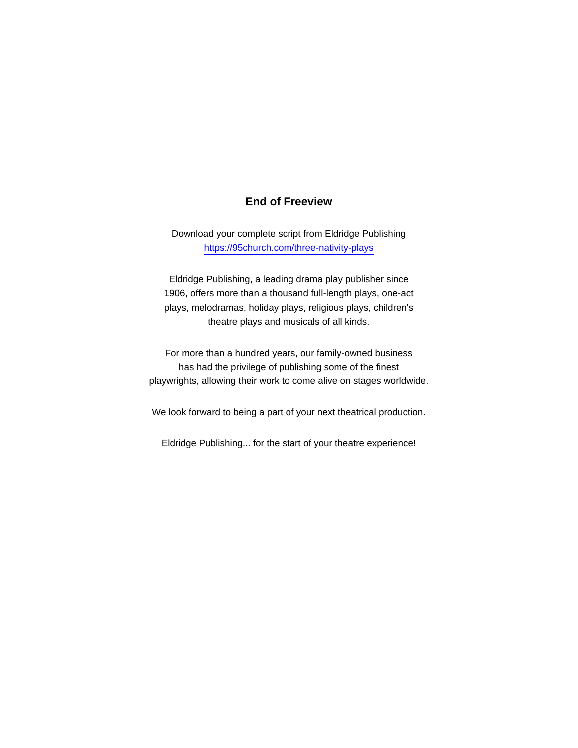## End of Freeview

Download your complete script from Eldridge Publishing
https://95church.com/three-nativity-plays

Eldridge Publishing, a leading drama play publisher since 1906, offers more than a thousand full-length plays, one-act plays, melodramas, holiday plays, religious plays, children's theatre plays and musicals of all kinds.

For more than a hundred years, our family-owned business has had the privilege of publishing some of the finest playwrights, allowing their work to come alive on stages worldwide.

We look forward to being a part of your next theatrical production.

Eldridge Publishing... for the start of your theatre experience!